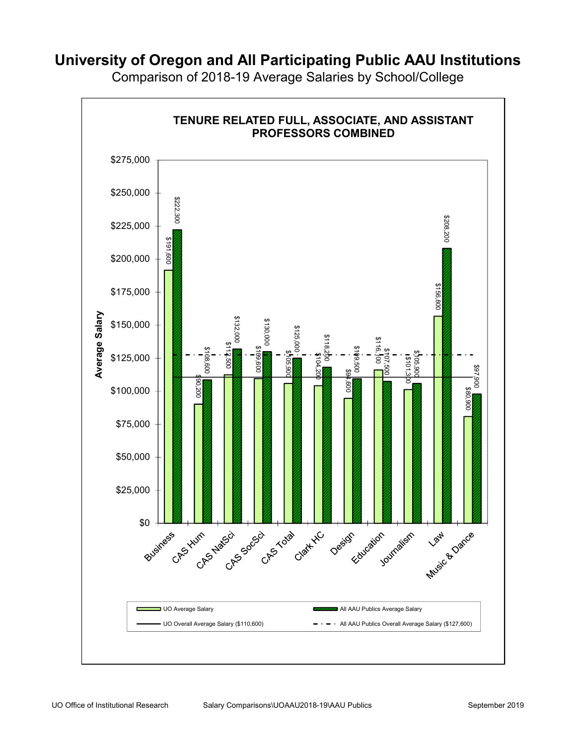# University of Oregon and All Participating Public AAU Institutions

## Comparison of 2018-19 Average Salaries by School/College

### TENURE RELATED FULL, ASSOCIATE, AND ASSISTANT PROFESSORS COMBINED

| School/College | UO Average Salary | All AAU Publics Average Salary |
|---|---|---|
| Business | $191,600 | $222,300 |
| CAS Hum | $90,200 | $108,600 |
| CAS NatSci | $112,500 | $132,000 |
| CAS SocSci | $109,600 | $130,000 |
| CAS Total | $105,900 | $125,000 |
| Clark HC | $104,200 | $118,200 |
| Design | $94,600 | $109,500 |
| Education | $116,100 | $107,500 |
| Journalism | $101,300 | $105,900 |
| Law | $156,800 | $208,200 |
| Music & Dance | $80,900 | $97,900 |

UO Overall Average Salary ($110,600)

All AAU Publics Overall Average Salary ($127,600)

UO Office of Institutional Research | Salary Comparisons\UOAAU2018-19\AAU Publics | September 2019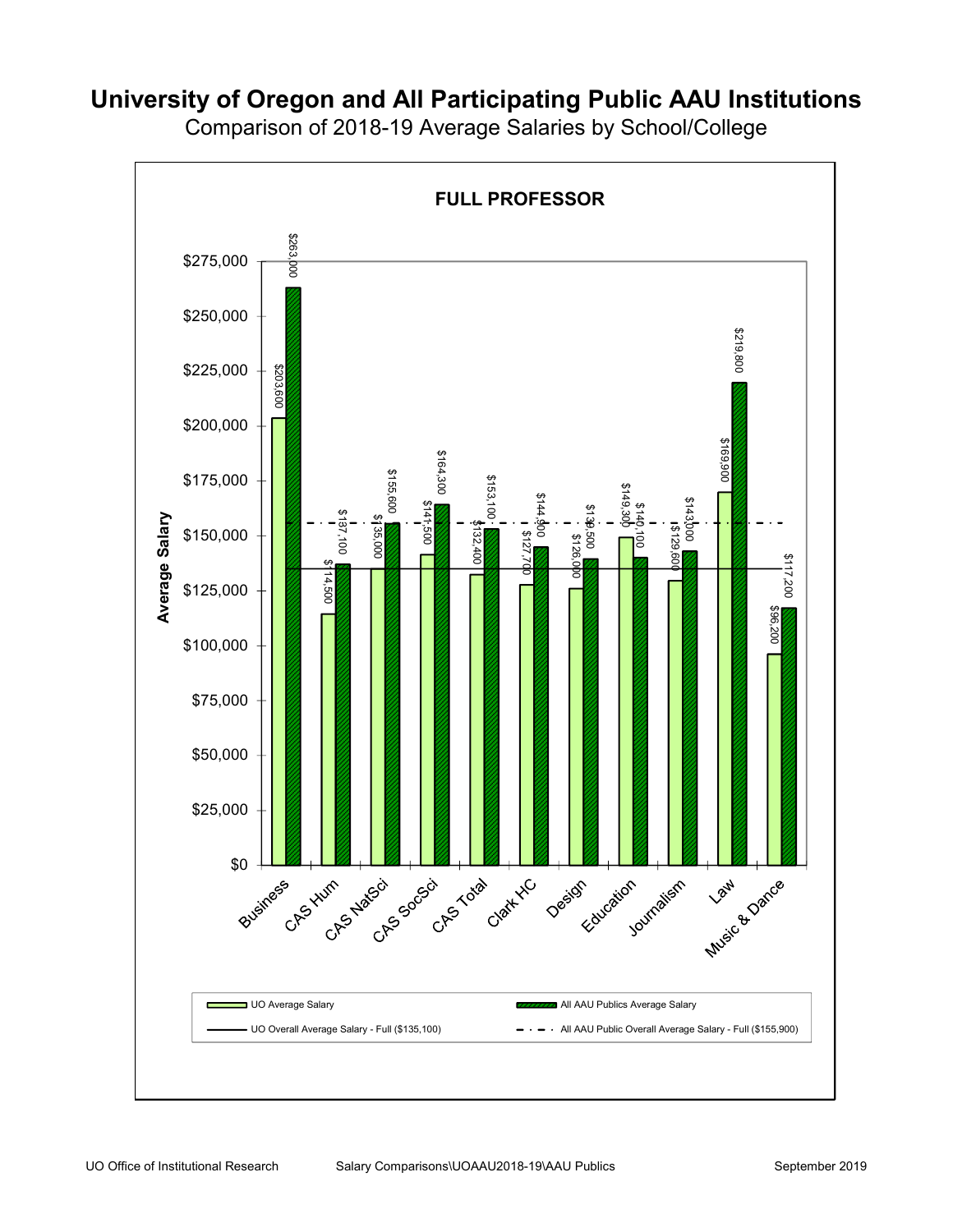# University of Oregon and All Participating Public AAU Institutions

Comparison of 2018-19 Average Salaries by School/College

**FULL PROFESSOR**

Average Salary

$275,000
$250,000
$225,000
$200,000
$175,000
$150,000
$125,000
$100,000
$75,000
$50,000
$25,000
$0

Business: $203,600 / $263,000
CAS Hum: $114,500 / $137,100
CAS NatSci: $135,000 / $155,600
CAS SocSci: $141,500 / $164,300
CAS Total: $132,400 / $153,100
Clark HC: $127,700 / $144,900
Design: $126,000 / $139,500
Education: $149,300 / $140,100
Journalism: $129,600 / $143,000
Law: $169,900 / $219,800
Music & Dance: $96,200 / $117,200

UO Average Salary
All AAU Publics Average Salary
UO Overall Average Salary - Full ($135,100)
All AAU Public Overall Average Salary - Full ($155,900)

UO Office of Institutional Research | Salary Comparisons\UOAAU2018-19\AAU Publics | September 2019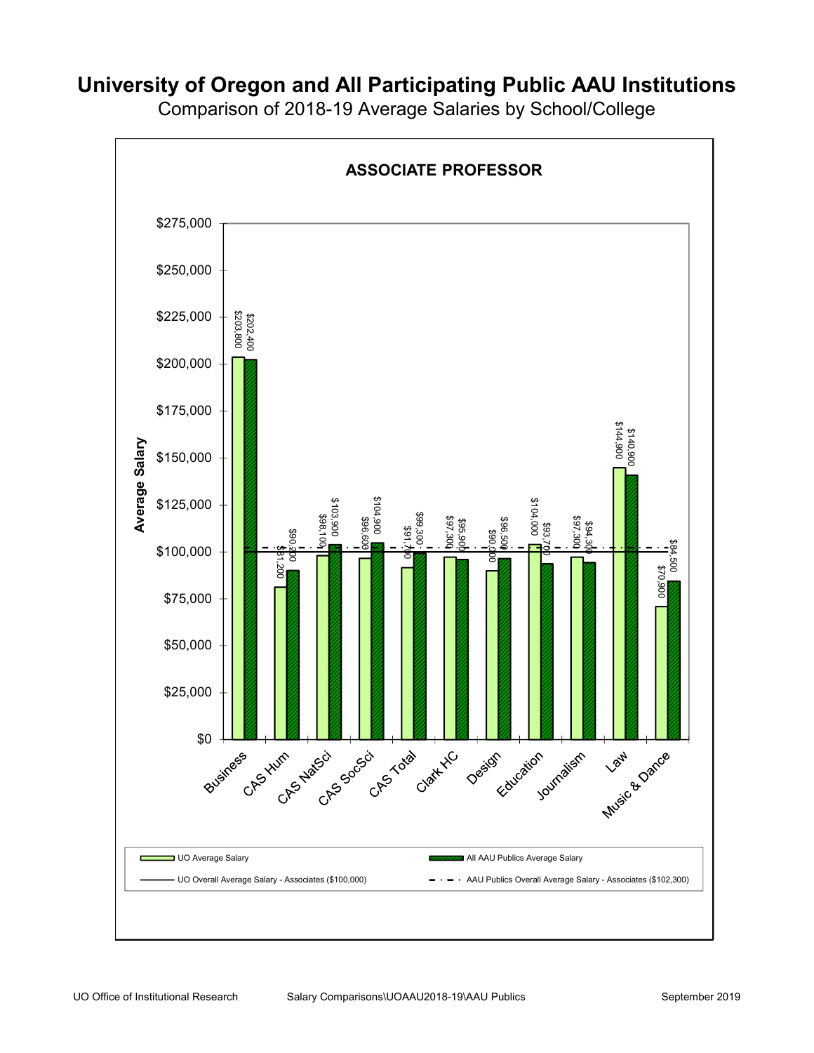# University of Oregon and All Participating Public AAU Institutions

Comparison of 2018-19 Average Salaries by School/College

ASSOCIATE PROFESSOR

Average Salary

$275,000
$250,000
$225,000
$200,000
$175,000
$150,000
$125,000
$100,000
$75,000
$50,000
$25,000
$0

Business: $203,800 $202,400
CAS Hum: $81,200 $90,200
CAS NatSci: $98,100 $103,900
CAS SocSci: $96,600 $104,900
CAS Total: $91,700 $99,300
Clark HC: $97,300 $95,900
Design: $90,000 $96,500
Education: $104,000 $93,700
Journalism: $97,300 $94,300
Law: $144,900 $140,900
Music & Dance: $70,900 $84,500

UO Average Salary

All AAU Publics Average Salary

UO Overall Average Salary - Associates ($100,000)

AAU Publics Overall Average Salary - Associates ($102,300)

UO Office of Institutional Research    Salary Comparisons\UOAAU2018-19\AAU Publics    September 2019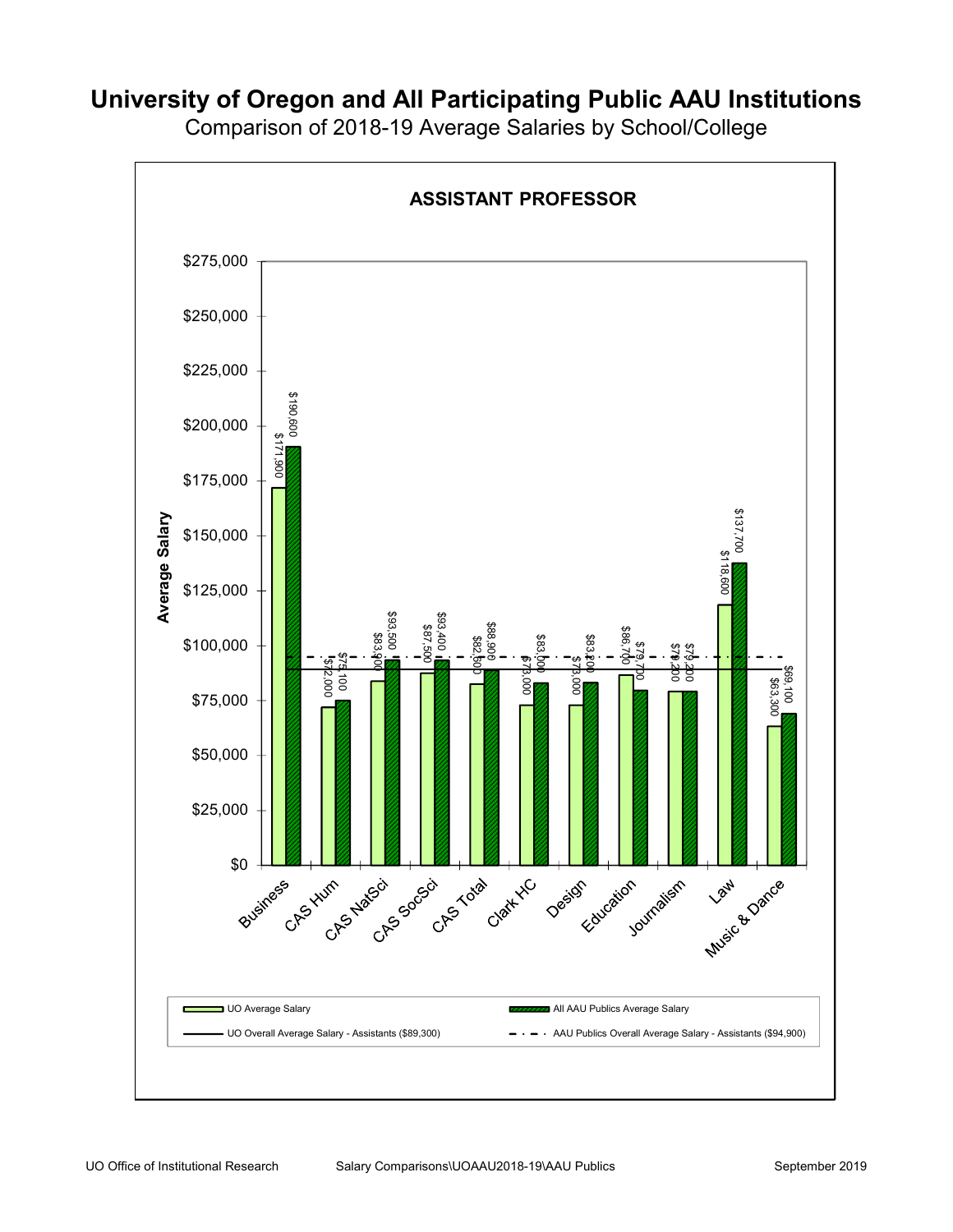# University of Oregon and All Participating Public AAU Institutions

Comparison of 2018-19 Average Salaries by School/College

## ASSISTANT PROFESSOR

| School/College | UO Average Salary | All AAU Publics Average Salary |
|---|---|---|
| Business | $171,900 | $190,600 |
| CAS Hum | $72,000 | $75,100 |
| CAS NatSci | $83,900 | $93,500 |
| CAS SocSci | $87,500 | $93,400 |
| CAS Total | $82,600 | $88,900 |
| Clark HC | $73,000 | $83,000 |
| Design | $73,000 | $83,200 |
| Education | $86,700 | $79,700 |
| Journalism | $79,200 | $79,200 |
| Law | $118,600 | $137,700 |
| Music & Dance | $63,300 | $69,100 |

UO Overall Average Salary - Assistants ($89,300)

AAU Publics Overall Average Salary - Assistants ($94,900)

UO Office of Institutional Research — Salary Comparisons\UOAAU2018-19\AAU Publics — September 2019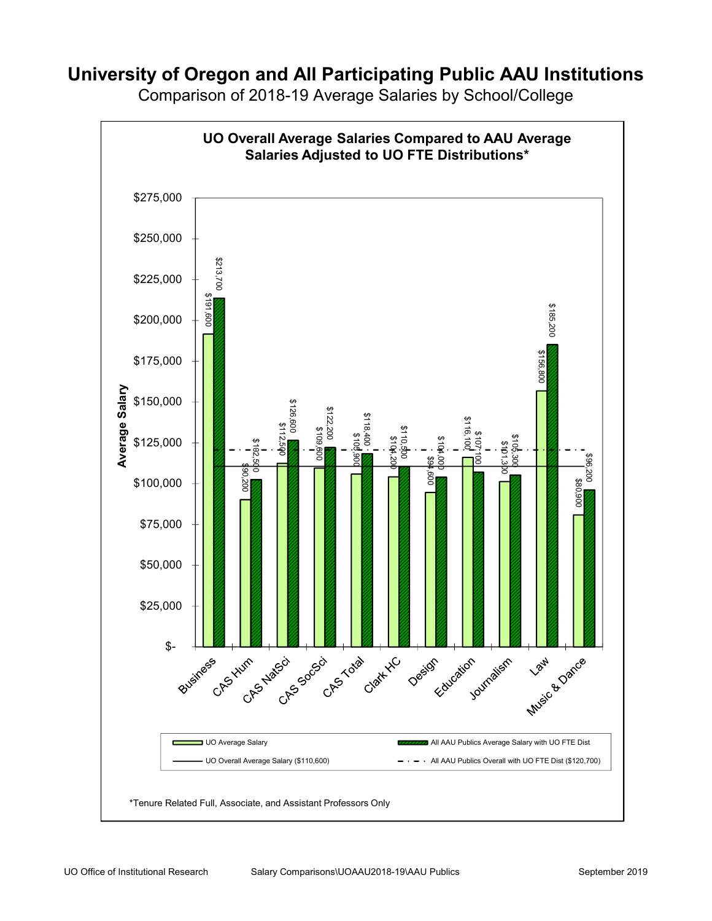# University of Oregon and All Participating Public AAU Institutions

Comparison of 2018-19 Average Salaries by School/College

**UO Overall Average Salaries Compared to AAU Average Salaries Adjusted to UO FTE Distributions***

Average Salary

$275,000
$250,000
$225,000
$200,000
$175,000
$150,000
$125,000
$100,000
$75,000
$50,000
$25,000
$-

Business: $191,600 | $213,700
CAS Hum: $90,200 | $102,500
CAS NatSci: $112,500 | $126,600
CAS SocSci: $109,600 | $122,200
CAS Total: $105,900 | $118,400
Clark HC: $104,200 | $110,500
Design: $94,600 | $104,000
Education: $116,100 | $107,100
Journalism: $101,300 | $105,300
Law: $156,800 | $185,200
Music & Dance: $80,900 | $96,200

UO Average Salary
All AAU Publics Average Salary with UO FTE Dist
UO Overall Average Salary ($110,600)
All AAU Publics Overall with UO FTE Dist ($120,700)

*Tenure Related Full, Associate, and Assistant Professors Only

UO Office of Institutional Research     Salary Comparisons\UOAAU2018-19\AAU Publics     September 2019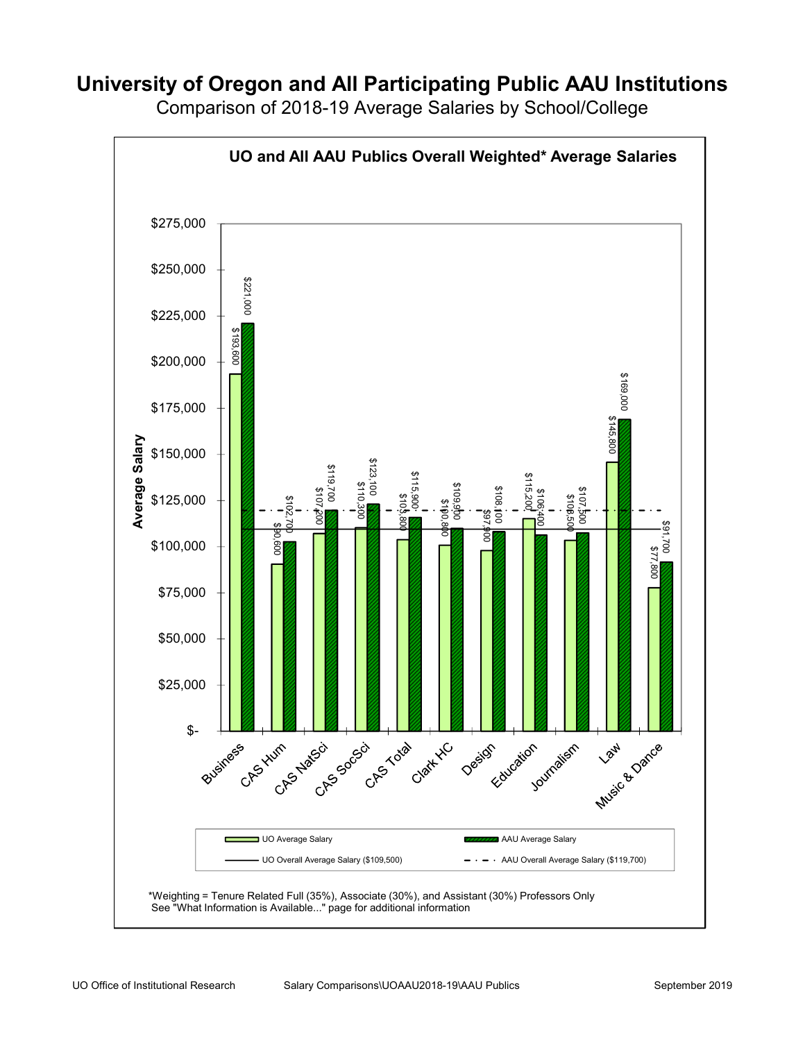# University of Oregon and All Participating Public AAU Institutions

Comparison of 2018-19 Average Salaries by School/College

**UO and All AAU Publics Overall Weighted* Average Salaries**

Average Salary

$275,000
$250,000
$225,000
$200,000
$175,000
$150,000
$125,000
$100,000
$75,000
$50,000
$25,000
$-

Business: $193,600 / $221,000
CAS Hum: $90,600 / $102,700
CAS NatSci: $107,200 / $119,700
CAS SocSci: $110,300 / $123,100
CAS Total: $103,800 / $115,900
Clark HC: $100,800 / $109,900
Design: $97,900 / $108,100
Education: $115,200 / $106,400
Journalism: $103,500 / $107,500
Law: $145,800 / $169,000
Music & Dance: $77,800 / $91,700

UO Average Salary
AAU Average Salary
UO Overall Average Salary ($109,500)
AAU Overall Average Salary ($119,700)

*Weighting = Tenure Related Full (35%), Associate (30%), and Assistant (30%) Professors Only
See "What Information is Available..." page for additional information

UO Office of Institutional Research — Salary Comparisons\UOAAU2018-19\AAU Publics — September 2019